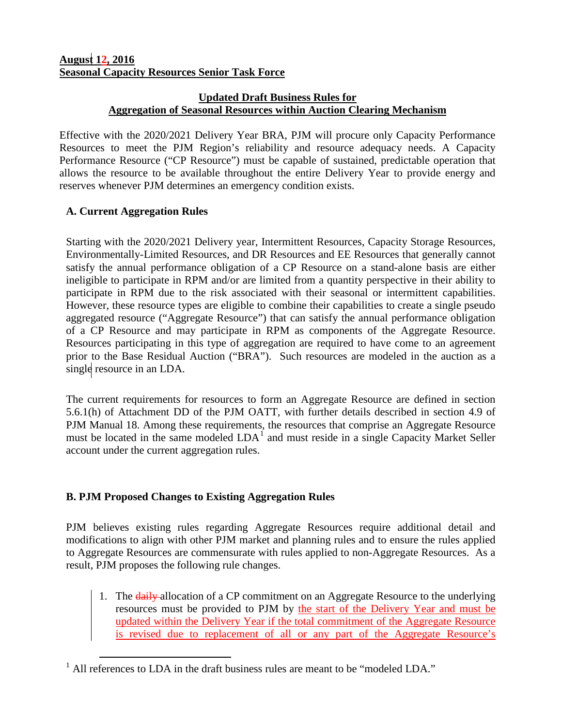**August 12, 2016**
**Seasonal Capacity Resources Senior Task Force**

## Updated Draft Business Rules for Aggregation of Seasonal Resources within Auction Clearing Mechanism

Effective with the 2020/2021 Delivery Year BRA, PJM will procure only Capacity Performance Resources to meet the PJM Region's reliability and resource adequacy needs. A Capacity Performance Resource ("CP Resource") must be capable of sustained, predictable operation that allows the resource to be available throughout the entire Delivery Year to provide energy and reserves whenever PJM determines an emergency condition exists.

### A. Current Aggregation Rules

Starting with the 2020/2021 Delivery year, Intermittent Resources, Capacity Storage Resources, Environmentally-Limited Resources, and DR Resources and EE Resources that generally cannot satisfy the annual performance obligation of a CP Resource on a stand-alone basis are either ineligible to participate in RPM and/or are limited from a quantity perspective in their ability to participate in RPM due to the risk associated with their seasonal or intermittent capabilities. However, these resource types are eligible to combine their capabilities to create a single pseudo aggregated resource ("Aggregate Resource") that can satisfy the annual performance obligation of a CP Resource and may participate in RPM as components of the Aggregate Resource. Resources participating in this type of aggregation are required to have come to an agreement prior to the Base Residual Auction ("BRA"). Such resources are modeled in the auction as a single resource in an LDA.

The current requirements for resources to form an Aggregate Resource are defined in section 5.6.1(h) of Attachment DD of the PJM OATT, with further details described in section 4.9 of PJM Manual 18. Among these requirements, the resources that comprise an Aggregate Resource must be located in the same modeled LDA[1] and must reside in a single Capacity Market Seller account under the current aggregation rules.

### B. PJM Proposed Changes to Existing Aggregation Rules

PJM believes existing rules regarding Aggregate Resources require additional detail and modifications to align with other PJM market and planning rules and to ensure the rules applied to Aggregate Resources are commensurate with rules applied to non-Aggregate Resources. As a result, PJM proposes the following rule changes.

1. The ~~daily~~ allocation of a CP commitment on an Aggregate Resource to the underlying resources must be provided to PJM by the start of the Delivery Year and must be updated within the Delivery Year if the total commitment of the Aggregate Resource is revised due to replacement of all or any part of the Aggregate Resource's

[1] All references to LDA in the draft business rules are meant to be "modeled LDA."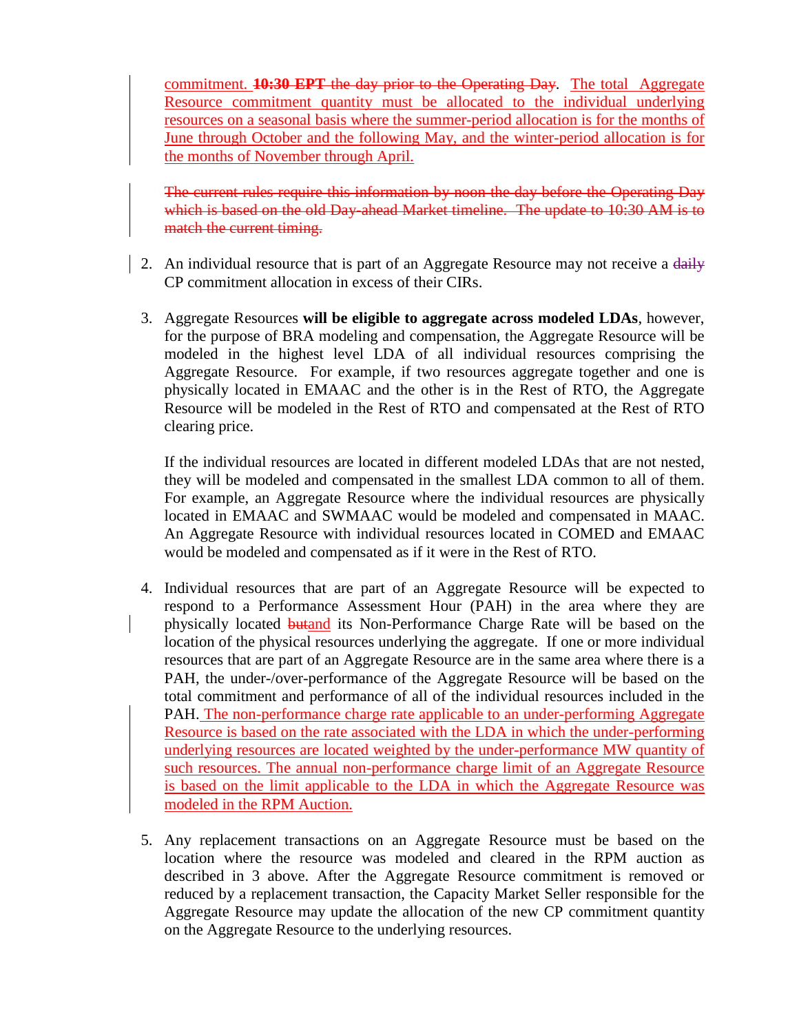commitment. ~~**10:30 EPT** the day prior to the Operating Day~~. The total Aggregate Resource commitment quantity must be allocated to the individual underlying resources on a seasonal basis where the summer-period allocation is for the months of June through October and the following May, and the winter-period allocation is for the months of November through April.

~~The current rules require this information by noon the day before the Operating Day which is based on the old Day-ahead Market timeline. The update to 10:30 AM is to match the current timing.~~

2. An individual resource that is part of an Aggregate Resource may not receive a ~~daily~~ CP commitment allocation in excess of their CIRs.

3. Aggregate Resources **will be eligible to aggregate across modeled LDAs**, however, for the purpose of BRA modeling and compensation, the Aggregate Resource will be modeled in the highest level LDA of all individual resources comprising the Aggregate Resource. For example, if two resources aggregate together and one is physically located in EMAAC and the other is in the Rest of RTO, the Aggregate Resource will be modeled in the Rest of RTO and compensated at the Rest of RTO clearing price.

   If the individual resources are located in different modeled LDAs that are not nested, they will be modeled and compensated in the smallest LDA common to all of them. For example, an Aggregate Resource where the individual resources are physically located in EMAAC and SWMAAC would be modeled and compensated in MAAC. An Aggregate Resource with individual resources located in COMED and EMAAC would be modeled and compensated as if it were in the Rest of RTO.

4. Individual resources that are part of an Aggregate Resource will be expected to respond to a Performance Assessment Hour (PAH) in the area where they are physically located ~~but~~and its Non-Performance Charge Rate will be based on the location of the physical resources underlying the aggregate. If one or more individual resources that are part of an Aggregate Resource are in the same area where there is a PAH, the under-/over-performance of the Aggregate Resource will be based on the total commitment and performance of all of the individual resources included in the PAH. The non-performance charge rate applicable to an under-performing Aggregate Resource is based on the rate associated with the LDA in which the under-performing underlying resources are located weighted by the under-performance MW quantity of such resources. The annual non-performance charge limit of an Aggregate Resource is based on the limit applicable to the LDA in which the Aggregate Resource was modeled in the RPM Auction.

5. Any replacement transactions on an Aggregate Resource must be based on the location where the resource was modeled and cleared in the RPM auction as described in 3 above. After the Aggregate Resource commitment is removed or reduced by a replacement transaction, the Capacity Market Seller responsible for the Aggregate Resource may update the allocation of the new CP commitment quantity on the Aggregate Resource to the underlying resources.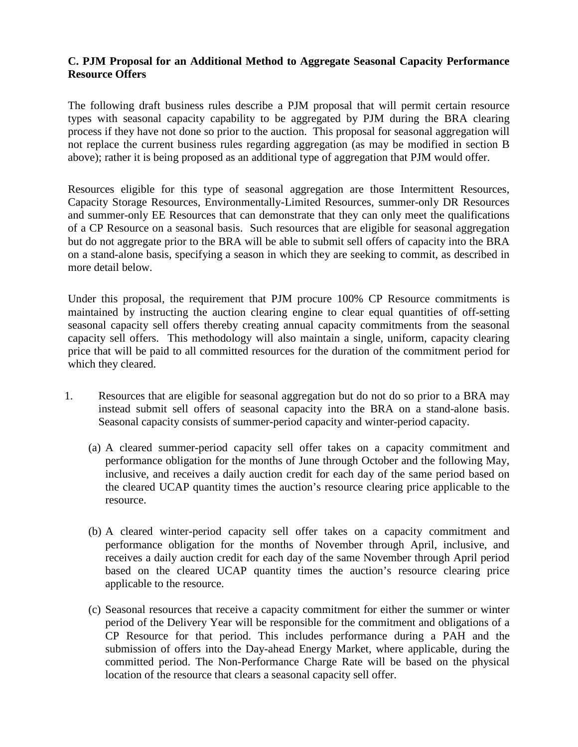**C. PJM Proposal for an Additional Method to Aggregate Seasonal Capacity Performance Resource Offers**

The following draft business rules describe a PJM proposal that will permit certain resource types with seasonal capacity capability to be aggregated by PJM during the BRA clearing process if they have not done so prior to the auction. This proposal for seasonal aggregation will not replace the current business rules regarding aggregation (as may be modified in section B above); rather it is being proposed as an additional type of aggregation that PJM would offer.

Resources eligible for this type of seasonal aggregation are those Intermittent Resources, Capacity Storage Resources, Environmentally-Limited Resources, summer-only DR Resources and summer-only EE Resources that can demonstrate that they can only meet the qualifications of a CP Resource on a seasonal basis. Such resources that are eligible for seasonal aggregation but do not aggregate prior to the BRA will be able to submit sell offers of capacity into the BRA on a stand-alone basis, specifying a season in which they are seeking to commit, as described in more detail below.

Under this proposal, the requirement that PJM procure 100% CP Resource commitments is maintained by instructing the auction clearing engine to clear equal quantities of off-setting seasonal capacity sell offers thereby creating annual capacity commitments from the seasonal capacity sell offers. This methodology will also maintain a single, uniform, capacity clearing price that will be paid to all committed resources for the duration of the commitment period for which they cleared.

1. Resources that are eligible for seasonal aggregation but do not do so prior to a BRA may instead submit sell offers of seasonal capacity into the BRA on a stand-alone basis. Seasonal capacity consists of summer-period capacity and winter-period capacity.

   (a) A cleared summer-period capacity sell offer takes on a capacity commitment and performance obligation for the months of June through October and the following May, inclusive, and receives a daily auction credit for each day of the same period based on the cleared UCAP quantity times the auction's resource clearing price applicable to the resource.

   (b) A cleared winter-period capacity sell offer takes on a capacity commitment and performance obligation for the months of November through April, inclusive, and receives a daily auction credit for each day of the same November through April period based on the cleared UCAP quantity times the auction's resource clearing price applicable to the resource.

   (c) Seasonal resources that receive a capacity commitment for either the summer or winter period of the Delivery Year will be responsible for the commitment and obligations of a CP Resource for that period. This includes performance during a PAH and the submission of offers into the Day-ahead Energy Market, where applicable, during the committed period. The Non-Performance Charge Rate will be based on the physical location of the resource that clears a seasonal capacity sell offer.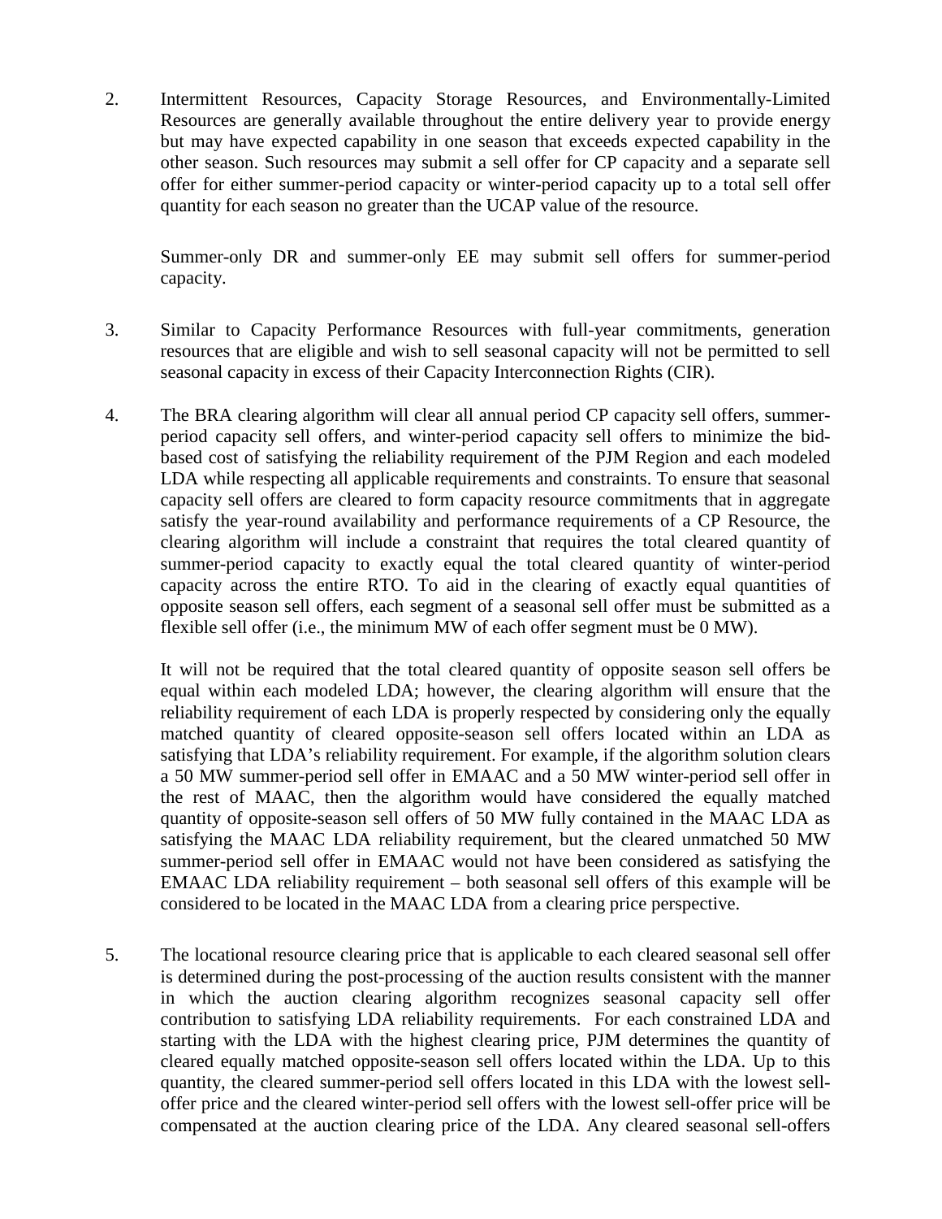2. Intermittent Resources, Capacity Storage Resources, and Environmentally-Limited Resources are generally available throughout the entire delivery year to provide energy but may have expected capability in one season that exceeds expected capability in the other season. Such resources may submit a sell offer for CP capacity and a separate sell offer for either summer-period capacity or winter-period capacity up to a total sell offer quantity for each season no greater than the UCAP value of the resource.

   Summer-only DR and summer-only EE may submit sell offers for summer-period capacity.

3. Similar to Capacity Performance Resources with full-year commitments, generation resources that are eligible and wish to sell seasonal capacity will not be permitted to sell seasonal capacity in excess of their Capacity Interconnection Rights (CIR).

4. The BRA clearing algorithm will clear all annual period CP capacity sell offers, summer-period capacity sell offers, and winter-period capacity sell offers to minimize the bid-based cost of satisfying the reliability requirement of the PJM Region and each modeled LDA while respecting all applicable requirements and constraints. To ensure that seasonal capacity sell offers are cleared to form capacity resource commitments that in aggregate satisfy the year-round availability and performance requirements of a CP Resource, the clearing algorithm will include a constraint that requires the total cleared quantity of summer-period capacity to exactly equal the total cleared quantity of winter-period capacity across the entire RTO. To aid in the clearing of exactly equal quantities of opposite season sell offers, each segment of a seasonal sell offer must be submitted as a flexible sell offer (i.e., the minimum MW of each offer segment must be 0 MW).

   It will not be required that the total cleared quantity of opposite season sell offers be equal within each modeled LDA; however, the clearing algorithm will ensure that the reliability requirement of each LDA is properly respected by considering only the equally matched quantity of cleared opposite-season sell offers located within an LDA as satisfying that LDA's reliability requirement. For example, if the algorithm solution clears a 50 MW summer-period sell offer in EMAAC and a 50 MW winter-period sell offer in the rest of MAAC, then the algorithm would have considered the equally matched quantity of opposite-season sell offers of 50 MW fully contained in the MAAC LDA as satisfying the MAAC LDA reliability requirement, but the cleared unmatched 50 MW summer-period sell offer in EMAAC would not have been considered as satisfying the EMAAC LDA reliability requirement – both seasonal sell offers of this example will be considered to be located in the MAAC LDA from a clearing price perspective.

5. The locational resource clearing price that is applicable to each cleared seasonal sell offer is determined during the post-processing of the auction results consistent with the manner in which the auction clearing algorithm recognizes seasonal capacity sell offer contribution to satisfying LDA reliability requirements. For each constrained LDA and starting with the LDA with the highest clearing price, PJM determines the quantity of cleared equally matched opposite-season sell offers located within the LDA. Up to this quantity, the cleared summer-period sell offers located in this LDA with the lowest sell-offer price and the cleared winter-period sell offers with the lowest sell-offer price will be compensated at the auction clearing price of the LDA. Any cleared seasonal sell-offers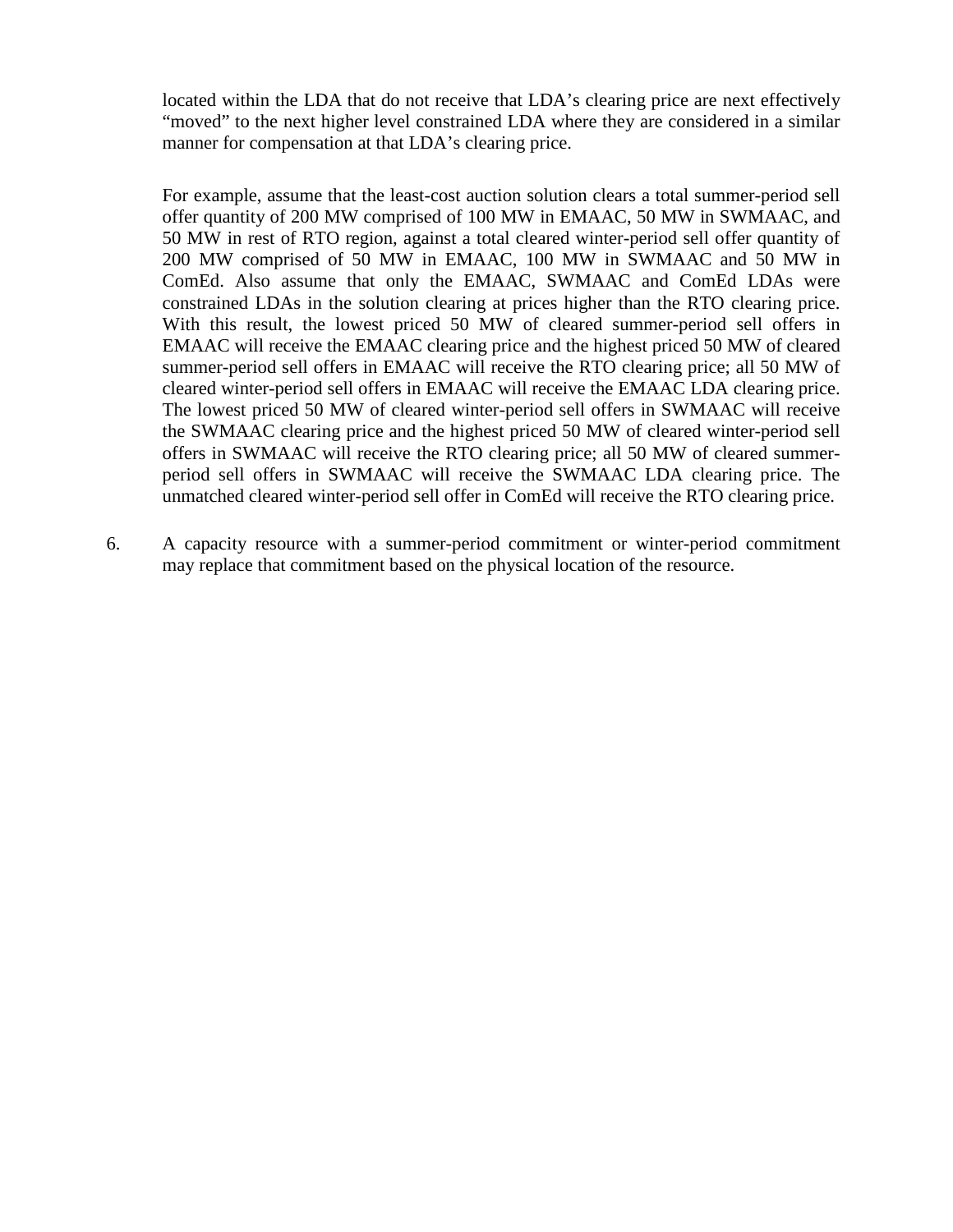located within the LDA that do not receive that LDA's clearing price are next effectively "moved" to the next higher level constrained LDA where they are considered in a similar manner for compensation at that LDA's clearing price.

For example, assume that the least-cost auction solution clears a total summer-period sell offer quantity of 200 MW comprised of 100 MW in EMAAC, 50 MW in SWMAAC, and 50 MW in rest of RTO region, against a total cleared winter-period sell offer quantity of 200 MW comprised of 50 MW in EMAAC, 100 MW in SWMAAC and 50 MW in ComEd. Also assume that only the EMAAC, SWMAAC and ComEd LDAs were constrained LDAs in the solution clearing at prices higher than the RTO clearing price. With this result, the lowest priced 50 MW of cleared summer-period sell offers in EMAAC will receive the EMAAC clearing price and the highest priced 50 MW of cleared summer-period sell offers in EMAAC will receive the RTO clearing price; all 50 MW of cleared winter-period sell offers in EMAAC will receive the EMAAC LDA clearing price. The lowest priced 50 MW of cleared winter-period sell offers in SWMAAC will receive the SWMAAC clearing price and the highest priced 50 MW of cleared winter-period sell offers in SWMAAC will receive the RTO clearing price; all 50 MW of cleared summer-period sell offers in SWMAAC will receive the SWMAAC LDA clearing price. The unmatched cleared winter-period sell offer in ComEd will receive the RTO clearing price.

6. A capacity resource with a summer-period commitment or winter-period commitment may replace that commitment based on the physical location of the resource.